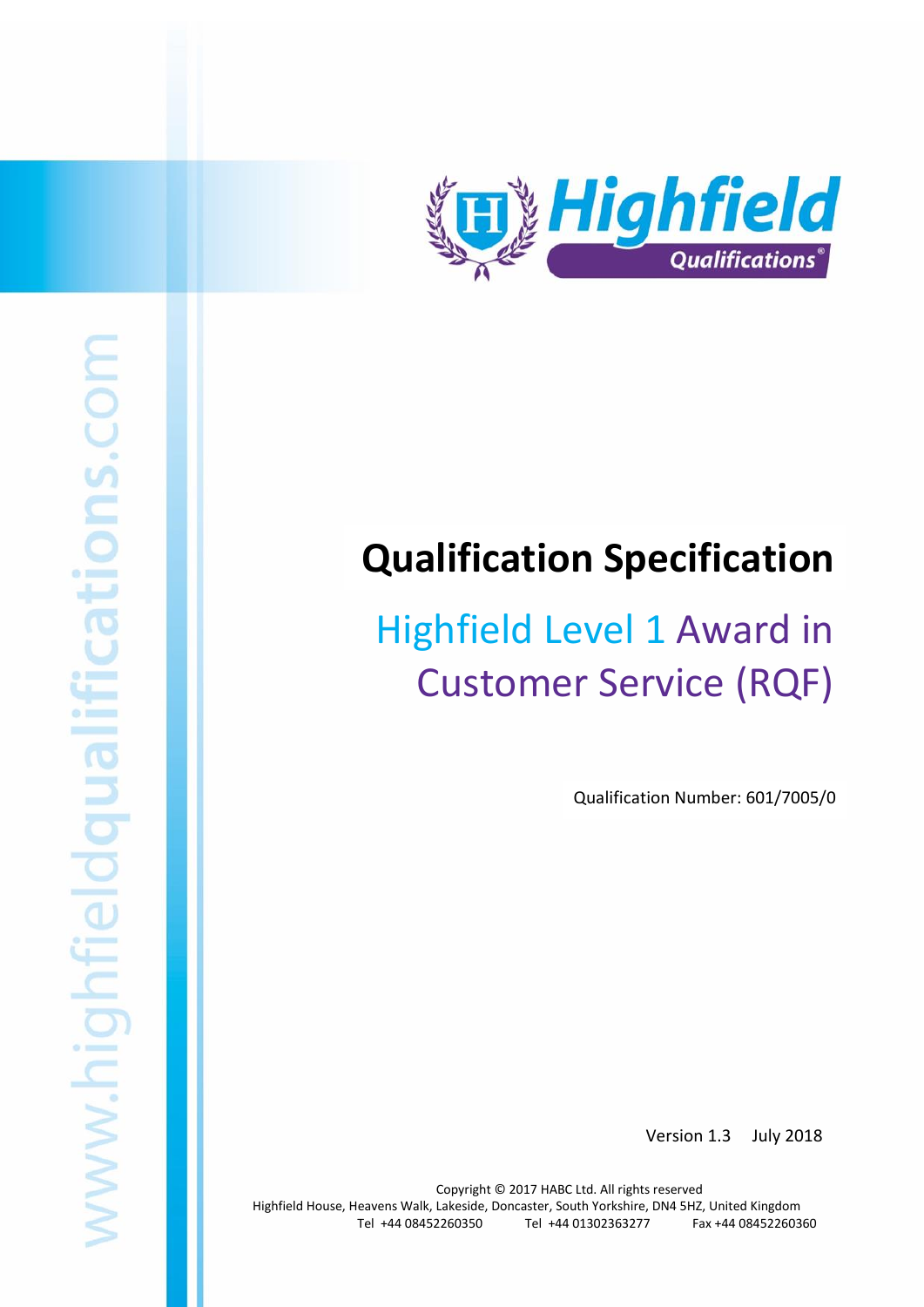# Qualification Specification

## Highfield Level 1 Award in Customer Service (RQF)

Qualification Number: 601/7005/0

Version 1.3 July 2018

Copyright © 2017 HABC Ltd. All rights reserved
Highfield House, Heavens Walk, Lakeside, Doncaster, South Yorkshire, DN4 5HZ, United Kingdom
Tel +44 08452260350 Tel +44 01302363277 Fax +44 08452260360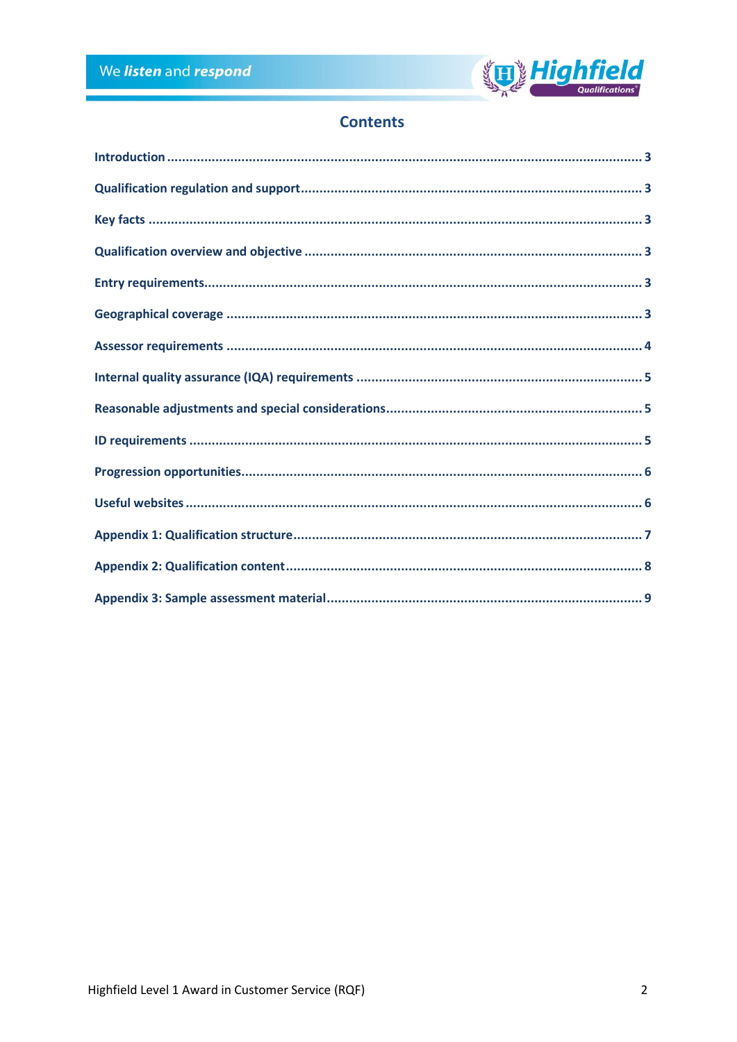## Contents

- Introduction ........................................................ 3
- Qualification regulation and support ........................................................ 3
- Key facts ........................................................ 3
- Qualification overview and objective ........................................................ 3
- Entry requirements ........................................................ 3
- Geographical coverage ........................................................ 3
- Assessor requirements ........................................................ 4
- Internal quality assurance (IQA) requirements ........................................................ 5
- Reasonable adjustments and special considerations ........................................................ 5
- ID requirements ........................................................ 5
- Progression opportunities ........................................................ 6
- Useful websites ........................................................ 6
- Appendix 1: Qualification structure ........................................................ 7
- Appendix 2: Qualification content ........................................................ 8
- Appendix 3: Sample assessment material ........................................................ 9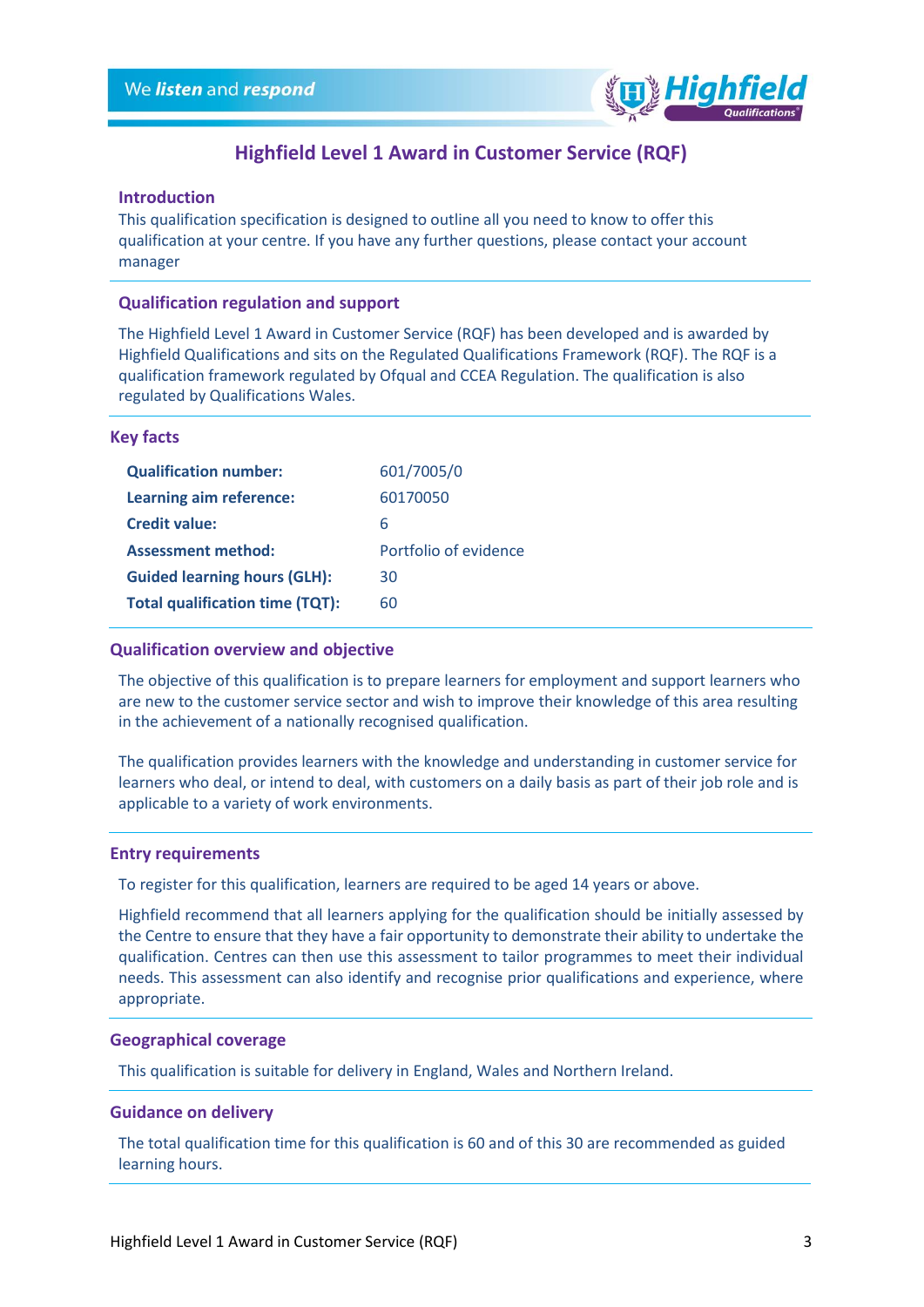# Highfield Level 1 Award in Customer Service (RQF)

## Introduction

This qualification specification is designed to outline all you need to know to offer this qualification at your centre. If you have any further questions, please contact your account manager

## Qualification regulation and support

The Highfield Level 1 Award in Customer Service (RQF) has been developed and is awarded by Highfield Qualifications and sits on the Regulated Qualifications Framework (RQF). The RQF is a qualification framework regulated by Ofqual and CCEA Regulation. The qualification is also regulated by Qualifications Wales.

## Key facts

| | |
|---|---|
| **Qualification number:** | 601/7005/0 |
| **Learning aim reference:** | 60170050 |
| **Credit value:** | 6 |
| **Assessment method:** | Portfolio of evidence |
| **Guided learning hours (GLH):** | 30 |
| **Total qualification time (TQT):** | 60 |

## Qualification overview and objective

The objective of this qualification is to prepare learners for employment and support learners who are new to the customer service sector and wish to improve their knowledge of this area resulting in the achievement of a nationally recognised qualification.

The qualification provides learners with the knowledge and understanding in customer service for learners who deal, or intend to deal, with customers on a daily basis as part of their job role and is applicable to a variety of work environments.

## Entry requirements

To register for this qualification, learners are required to be aged 14 years or above.

Highfield recommend that all learners applying for the qualification should be initially assessed by the Centre to ensure that they have a fair opportunity to demonstrate their ability to undertake the qualification. Centres can then use this assessment to tailor programmes to meet their individual needs. This assessment can also identify and recognise prior qualifications and experience, where appropriate.

## Geographical coverage

This qualification is suitable for delivery in England, Wales and Northern Ireland.

## Guidance on delivery

The total qualification time for this qualification is 60 and of this 30 are recommended as guided learning hours.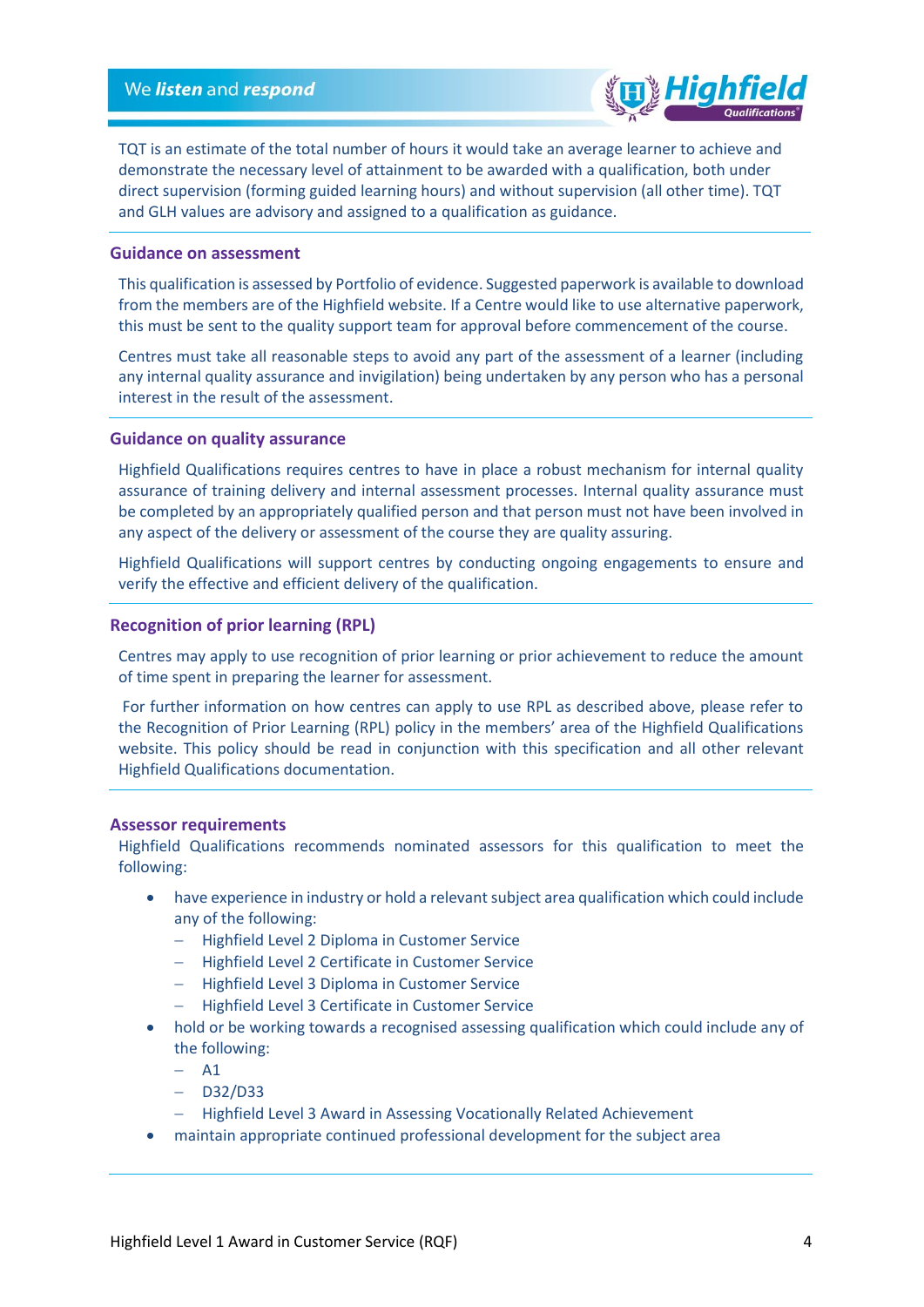TQT is an estimate of the total number of hours it would take an average learner to achieve and demonstrate the necessary level of attainment to be awarded with a qualification, both under direct supervision (forming guided learning hours) and without supervision (all other time). TQT and GLH values are advisory and assigned to a qualification as guidance.

## Guidance on assessment

This qualification is assessed by Portfolio of evidence. Suggested paperwork is available to download from the members are of the Highfield website. If a Centre would like to use alternative paperwork, this must be sent to the quality support team for approval before commencement of the course.

Centres must take all reasonable steps to avoid any part of the assessment of a learner (including any internal quality assurance and invigilation) being undertaken by any person who has a personal interest in the result of the assessment.

## Guidance on quality assurance

Highfield Qualifications requires centres to have in place a robust mechanism for internal quality assurance of training delivery and internal assessment processes. Internal quality assurance must be completed by an appropriately qualified person and that person must not have been involved in any aspect of the delivery or assessment of the course they are quality assuring.

Highfield Qualifications will support centres by conducting ongoing engagements to ensure and verify the effective and efficient delivery of the qualification.

## Recognition of prior learning (RPL)

Centres may apply to use recognition of prior learning or prior achievement to reduce the amount of time spent in preparing the learner for assessment.

For further information on how centres can apply to use RPL as described above, please refer to the Recognition of Prior Learning (RPL) policy in the members' area of the Highfield Qualifications website. This policy should be read in conjunction with this specification and all other relevant Highfield Qualifications documentation.

## Assessor requirements

Highfield Qualifications recommends nominated assessors for this qualification to meet the following:

- have experience in industry or hold a relevant subject area qualification which could include any of the following:
  - Highfield Level 2 Diploma in Customer Service
  - Highfield Level 2 Certificate in Customer Service
  - Highfield Level 3 Diploma in Customer Service
  - Highfield Level 3 Certificate in Customer Service
- hold or be working towards a recognised assessing qualification which could include any of the following:
  - A1
  - D32/D33
  - Highfield Level 3 Award in Assessing Vocationally Related Achievement
- maintain appropriate continued professional development for the subject area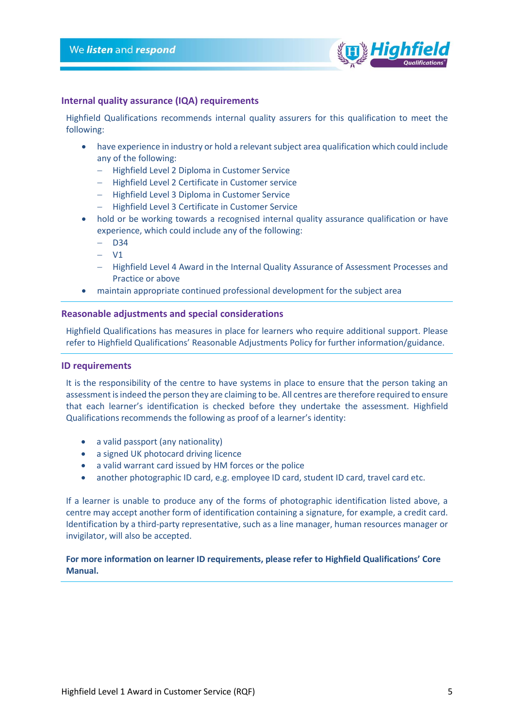## Internal quality assurance (IQA) requirements

Highfield Qualifications recommends internal quality assurers for this qualification to meet the following:

- have experience in industry or hold a relevant subject area qualification which could include any of the following:
  - Highfield Level 2 Diploma in Customer Service
  - Highfield Level 2 Certificate in Customer service
  - Highfield Level 3 Diploma in Customer Service
  - Highfield Level 3 Certificate in Customer Service
- hold or be working towards a recognised internal quality assurance qualification or have experience, which could include any of the following:
  - D34
  - V1
  - Highfield Level 4 Award in the Internal Quality Assurance of Assessment Processes and Practice or above
- maintain appropriate continued professional development for the subject area

## Reasonable adjustments and special considerations

Highfield Qualifications has measures in place for learners who require additional support. Please refer to Highfield Qualifications' Reasonable Adjustments Policy for further information/guidance.

## ID requirements

It is the responsibility of the centre to have systems in place to ensure that the person taking an assessment is indeed the person they are claiming to be. All centres are therefore required to ensure that each learner's identification is checked before they undertake the assessment. Highfield Qualifications recommends the following as proof of a learner's identity:

- a valid passport (any nationality)
- a signed UK photocard driving licence
- a valid warrant card issued by HM forces or the police
- another photographic ID card, e.g. employee ID card, student ID card, travel card etc.

If a learner is unable to produce any of the forms of photographic identification listed above, a centre may accept another form of identification containing a signature, for example, a credit card. Identification by a third-party representative, such as a line manager, human resources manager or invigilator, will also be accepted.

**For more information on learner ID requirements, please refer to Highfield Qualifications' Core Manual.**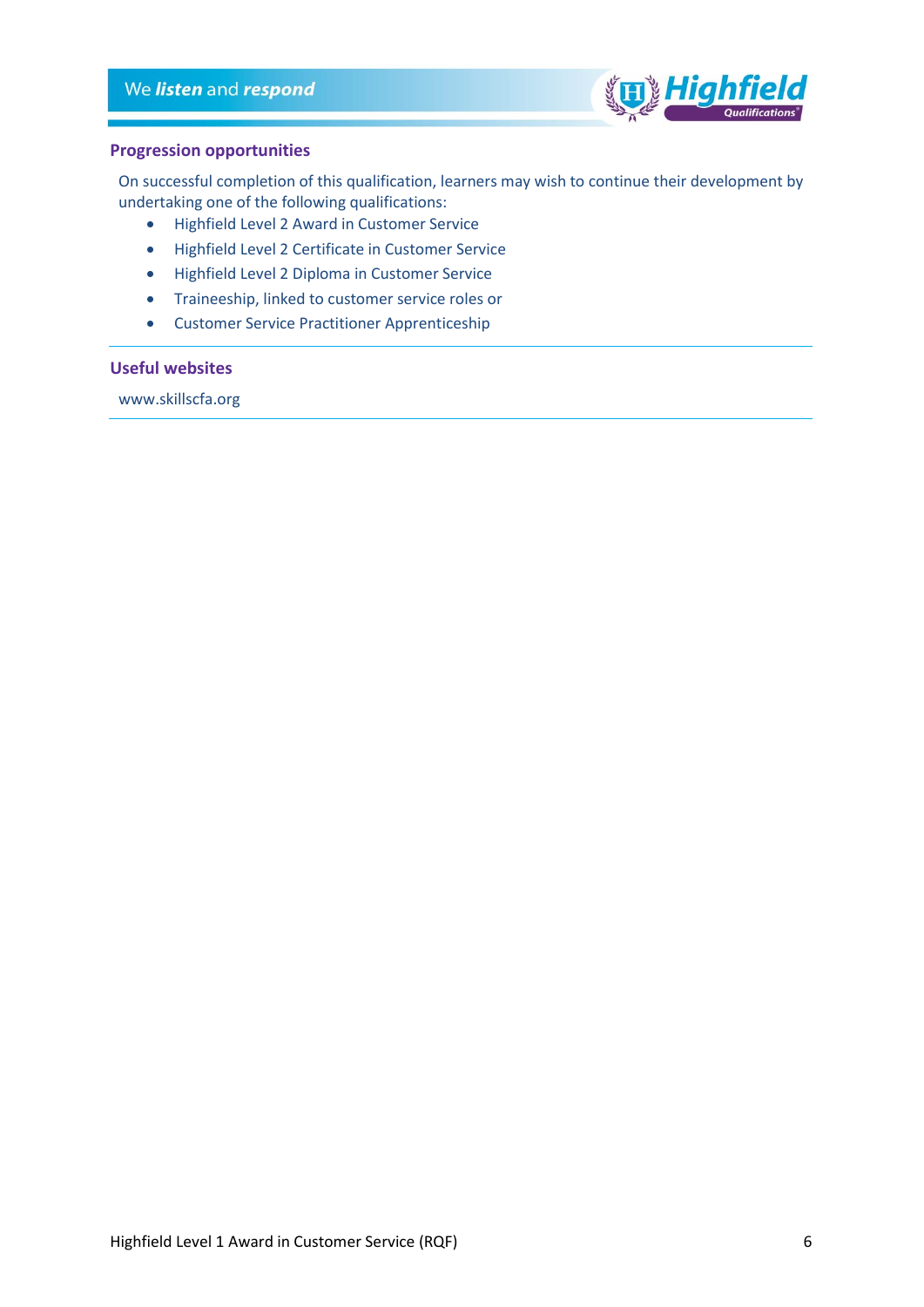## Progression opportunities

On successful completion of this qualification, learners may wish to continue their development by undertaking one of the following qualifications:

- Highfield Level 2 Award in Customer Service
- Highfield Level 2 Certificate in Customer Service
- Highfield Level 2 Diploma in Customer Service
- Traineeship, linked to customer service roles or
- Customer Service Practitioner Apprenticeship

## Useful websites

www.skillscfa.org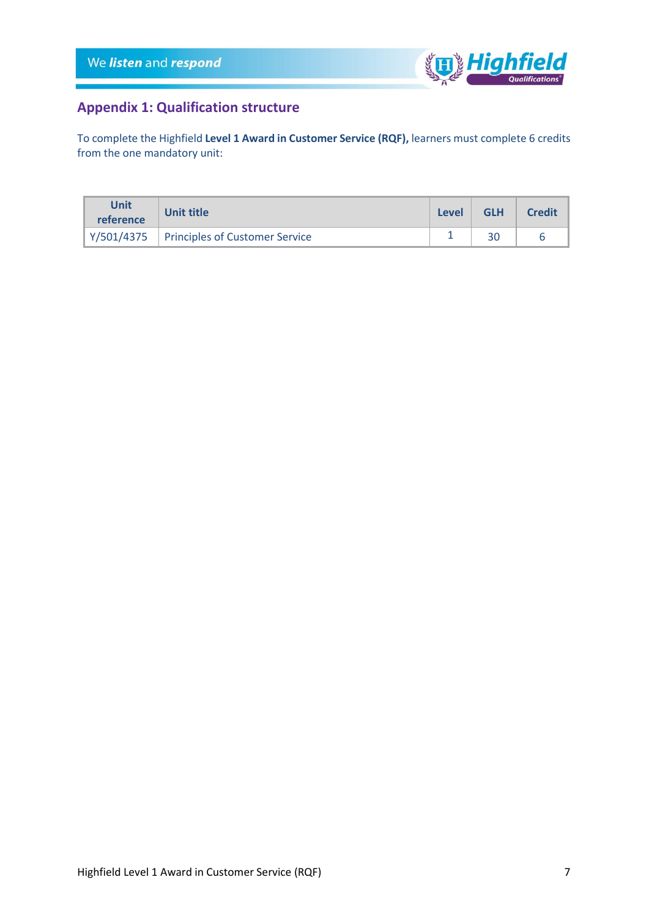## Appendix 1: Qualification structure

To complete the Highfield **Level 1 Award in Customer Service (RQF),** learners must complete 6 credits from the one mandatory unit:

| Unit reference | Unit title | Level | GLH | Credit |
|---|---|---|---|---|
| Y/501/4375 | Principles of Customer Service | 1 | 30 | 6 |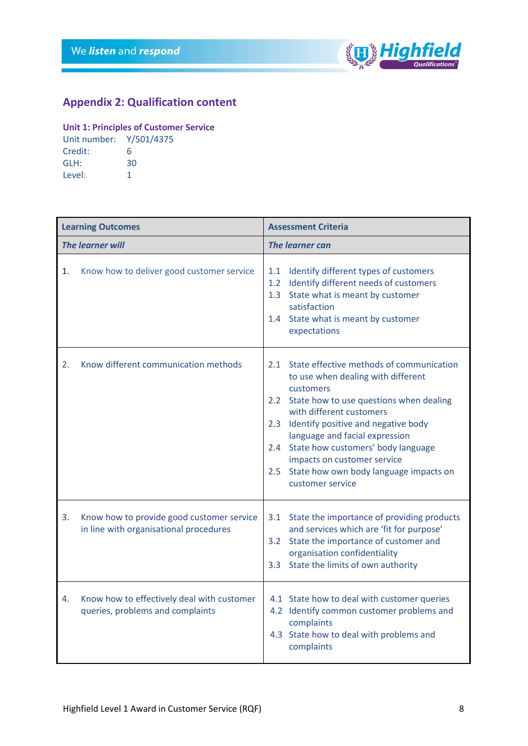## Appendix 2: Qualification content

### Unit 1: Principles of Customer Service

Unit number: Y/501/4375
Credit: 6
GLH: 30
Level: 1

| Learning Outcomes | Assessment Criteria |
|---|---|
| ***The learner will*** | ***The learner can*** |
| 1. Know how to deliver good customer service | 1.1 Identify different types of customers<br>1.2 Identify different needs of customers<br>1.3 State what is meant by customer satisfaction<br>1.4 State what is meant by customer expectations |
| 2. Know different communication methods | 2.1 State effective methods of communication to use when dealing with different customers<br>2.2 State how to use questions when dealing with different customers<br>2.3 Identify positive and negative body language and facial expression<br>2.4 State how customers' body language impacts on customer service<br>2.5 State how own body language impacts on customer service |
| 3. Know how to provide good customer service in line with organisational procedures | 3.1 State the importance of providing products and services which are 'fit for purpose'<br>3.2 State the importance of customer and organisation confidentiality<br>3.3 State the limits of own authority |
| 4. Know how to effectively deal with customer queries, problems and complaints | 4.1 State how to deal with customer queries<br>4.2 Identify common customer problems and complaints<br>4.3 State how to deal with problems and complaints |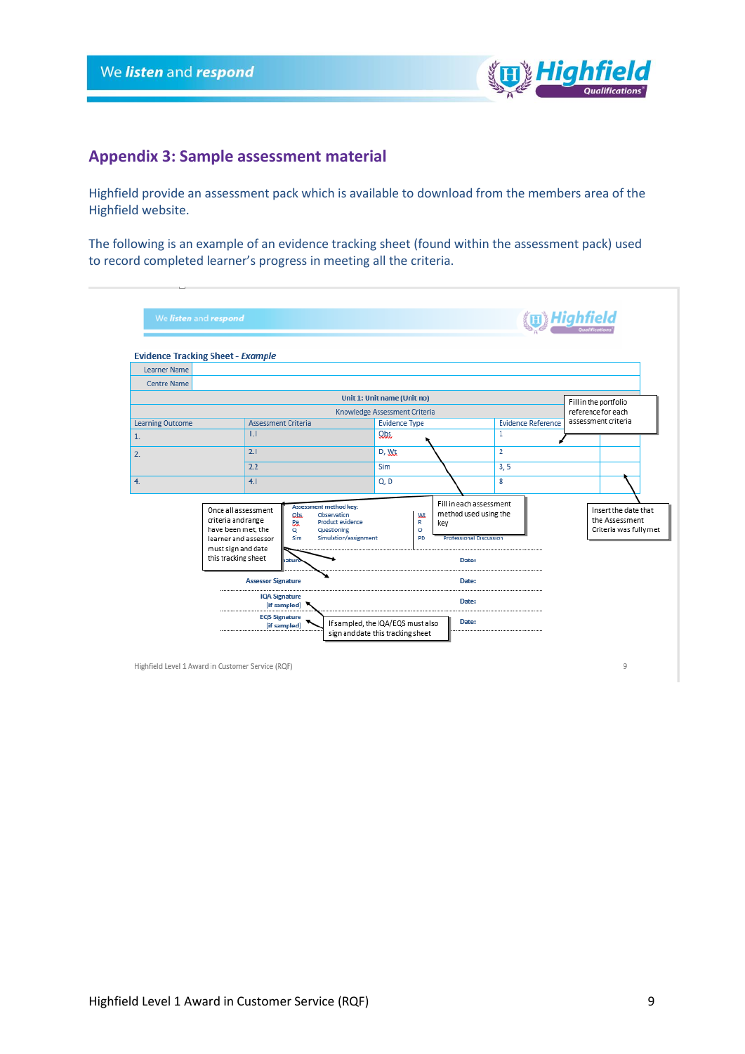## Appendix 3: Sample assessment material

Highfield provide an assessment pack which is available to download from the members area of the Highfield website.

The following is an example of an evidence tracking sheet (found within the assessment pack) used to record completed learner's progress in meeting all the criteria.

We *listen* and *respond*

**Evidence Tracking Sheet** - *Example*

| | | | | |
|---|---|---|---|---|
| Learner Name | | | | |
| Centre Name | | | | |
| **Unit 1: Unit name (Unit no)** | | | | |
| Knowledge Assessment Criteria | | | | |
| Learning Outcome | Assessment Criteria | Evidence Type | Evidence Reference | |
| 1. | 1.1 | Obs | 1 | |
| 2. | 2.1 | D, Wt | 2 | |
| | 2.2 | Sim | 3, 5 | |
| 4. | 4.1 | Q, D | 8 | |

Fill in the portfolio reference for each assessment criteria

Fill in each assessment method used using the key

Insert the date that the Assessment Criteria was fully met

Assessment method key:

| | | | |
|---|---|---|---|
| Obs | Observation | Wt | |
| Pe | Product evidence | R | |
| Q | Questioning | O | |
| Sim | Simulation/assignment | PD | Professional Discussion |

Once all assessment criteria and range have been met, the learner and assessor must sign and date this tracking sheet

Learner Signature ........ Date:

Assessor Signature ........ Date:

IQA Signature (if sampled) ........ Date:

EQS Signature (if sampled) ........ Date:

If sampled, the IQA/EQS must also sign and date this tracking sheet

Highfield Level 1 Award in Customer Service (RQF) 9